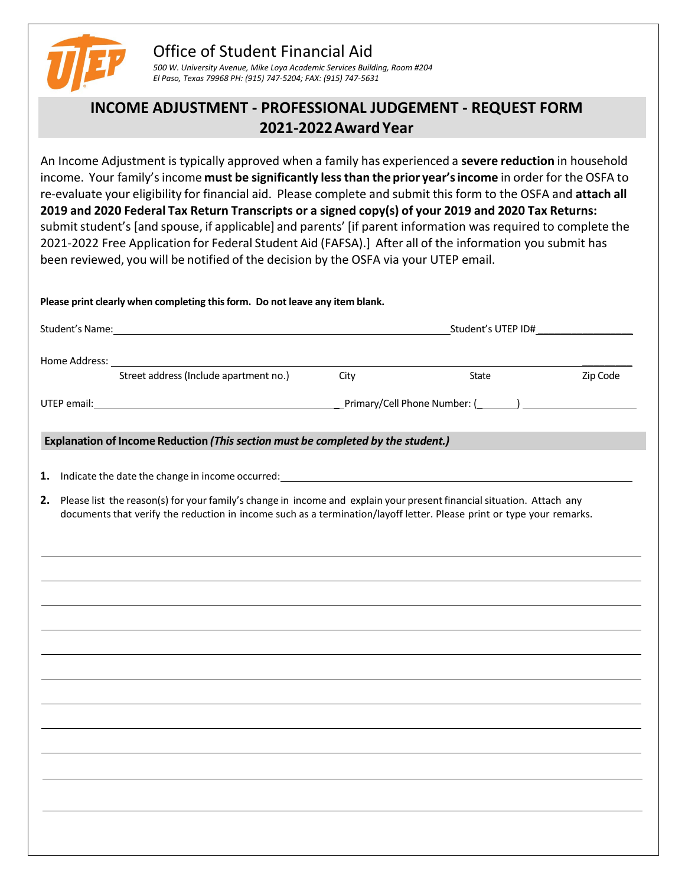# Office of Student Financial Aid

*500 W. University Avenue, Mike Loya Academic Services Building, Room #204*
*El Paso, Texas 79968 PH: (915) 747-5204; FAX: (915) 747-5631*

## INCOME ADJUSTMENT - PROFESSIONAL JUDGEMENT - REQUEST FORM
## 2021-2022 Award Year

An Income Adjustment is typically approved when a family has experienced a **severe reduction** in household income. Your family's income **must be significantly less than the prior year's income** in order for the OSFA to re-evaluate your eligibility for financial aid. Please complete and submit this form to the OSFA and **attach all 2019 and 2020 Federal Tax Return Transcripts or a signed copy(s) of your 2019 and 2020 Tax Returns:** submit student's [and spouse, if applicable] and parents' [if parent information was required to complete the 2021-2022 Free Application for Federal Student Aid (FAFSA).] After all of the information you submit has been reviewed, you will be notified of the decision by the OSFA via your UTEP email.

**Please print clearly when completing this form. Do not leave any item blank.**

Student's Name: ______________________________ Student's UTEP ID# ______________

Home Address: ______________________________________________________________
Street address (Include apartment no.) City State Zip Code

UTEP email: ______________________________ Primary/Cell Phone Number: (______) ______________

**Explanation of Income Reduction** ***(This section must be completed by the student.)***

1. Indicate the date the change in income occurred: ______________________________

2. Please list the reason(s) for your family's change in income and explain your present financial situation. Attach any documents that verify the reduction in income such as a termination/layoff letter. Please print or type your remarks.

______________________________________________________________________________

______________________________________________________________________________

______________________________________________________________________________

______________________________________________________________________________

______________________________________________________________________________

______________________________________________________________________________

______________________________________________________________________________

______________________________________________________________________________

______________________________________________________________________________

______________________________________________________________________________

______________________________________________________________________________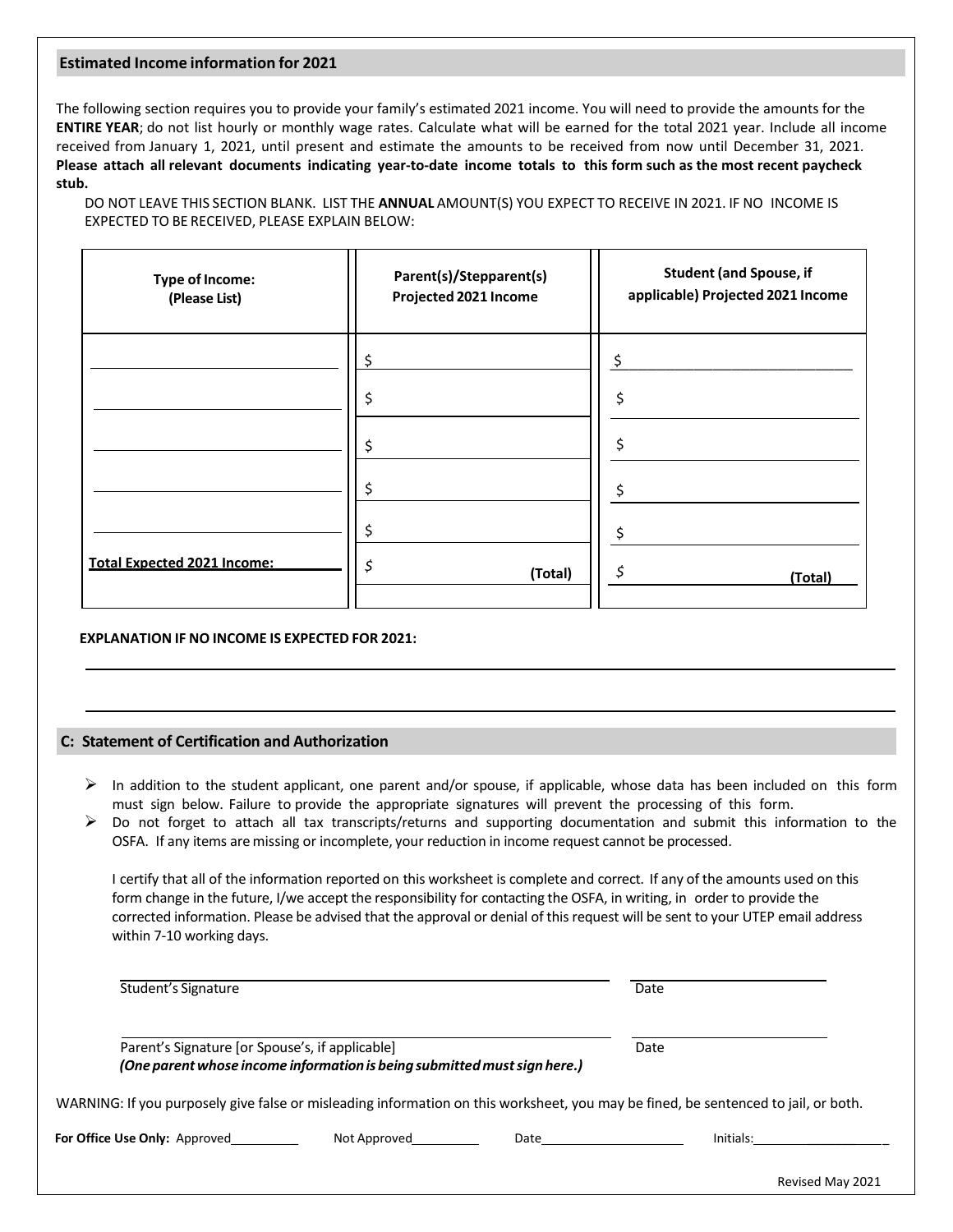## Estimated Income information for 2021

The following section requires you to provide your family's estimated 2021 income. You will need to provide the amounts for the **ENTIRE YEAR**; do not list hourly or monthly wage rates. Calculate what will be earned for the total 2021 year. Include all income received from January 1, 2021, until present and estimate the amounts to be received from now until December 31, 2021. **Please attach all relevant documents indicating year-to-date income totals to this form such as the most recent paycheck stub.**

DO NOT LEAVE THIS SECTION BLANK. LIST THE **ANNUAL** AMOUNT(S) YOU EXPECT TO RECEIVE IN 2021. IF NO INCOME IS EXPECTED TO BE RECEIVED, PLEASE EXPLAIN BELOW:

| **Type of Income: (Please List)** | **Parent(s)/Stepparent(s) Projected 2021 Income** | **Student (and Spouse, if applicable) Projected 2021 Income** |
|---|---|---|
| | $ | $ |
| | $ | $ |
| | $ | $ |
| | $ | $ |
| | $ | $ |
| **Total Expected 2021 Income:** | $ **(Total)** | $ **(Total)** |

**EXPLANATION IF NO INCOME IS EXPECTED FOR 2021:**

______________________________________________________________________

______________________________________________________________________

## C: Statement of Certification and Authorization

- In addition to the student applicant, one parent and/or spouse, if applicable, whose data has been included on this form must sign below. Failure to provide the appropriate signatures will prevent the processing of this form.
- Do not forget to attach all tax transcripts/returns and supporting documentation and submit this information to the OSFA. If any items are missing or incomplete, your reduction in income request cannot be processed.

I certify that all of the information reported on this worksheet is complete and correct. If any of the amounts used on this form change in the future, I/we accept the responsibility for contacting the OSFA, in writing, in order to provide the corrected information. Please be advised that the approval or denial of this request will be sent to your UTEP email address within 7-10 working days.

______________________________________ ____________________
Student's Signature Date

______________________________________ ____________________
Parent's Signature [or Spouse's, if applicable] Date
***(One parent whose income information is being submitted must sign here.)***

WARNING: If you purposely give false or misleading information on this worksheet, you may be fined, be sentenced to jail, or both.

**For Office Use Only:** Approved__________ Not Approved__________ Date____________________ Initials:____________________

Revised May 2021